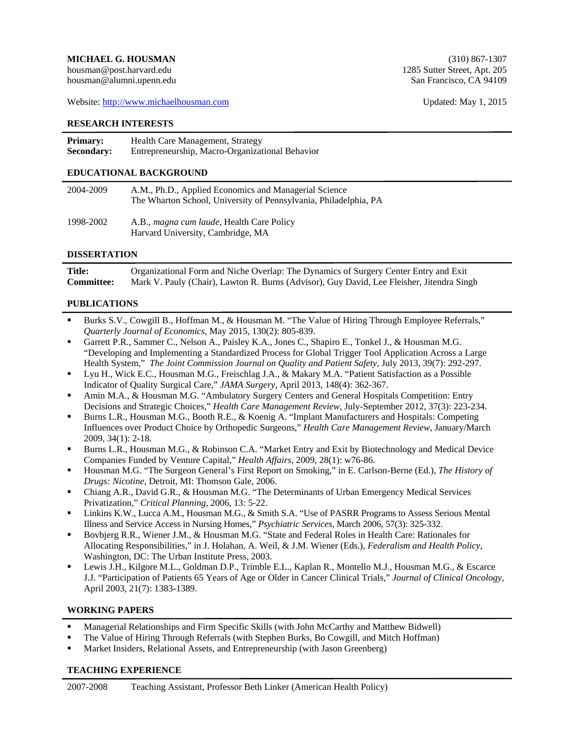**MICHAEL G. HOUSMAN**
housman@post.harvard.edu
housman@alumni.upenn.edu

(310) 867-1307
1285 Sutter Street, Apt. 205
San Francisco, CA 94109

Website: http://www.michaelhousman.com

Updated: May 1, 2015

## RESEARCH INTERESTS

**Primary:** Health Care Management, Strategy
**Secondary:** Entrepreneurship, Macro-Organizational Behavior

## EDUCATIONAL BACKGROUND

2004-2009 — A.M., Ph.D., Applied Economics and Managerial Science
The Wharton School, University of Pennsylvania, Philadelphia, PA

1998-2002 — A.B., *magna cum laude*, Health Care Policy
Harvard University, Cambridge, MA

## DISSERTATION

**Title:** Organizational Form and Niche Overlap: The Dynamics of Surgery Center Entry and Exit
**Committee:** Mark V. Pauly (Chair), Lawton R. Burns (Advisor), Guy David, Lee Fleisher, Jitendra Singh

## PUBLICATIONS

- Burks S.V., Cowgill B., Hoffman M., & Housman M. "The Value of Hiring Through Employee Referrals," *Quarterly Journal of Economics*, May 2015, 130(2): 805-839.
- Garrett P.R., Sammer C., Nelson A., Paisley K.A., Jones C., Shapiro E., Tonkel J., & Housman M.G. "Developing and Implementing a Standardized Process for Global Trigger Tool Application Across a Large Health System," *The Joint Commission Journal on Quality and Patient Safety*, July 2013, 39(7): 292-297.
- Lyu H., Wick E.C., Housman M.G., Freischlag J.A., & Makary M.A. "Patient Satisfaction as a Possible Indicator of Quality Surgical Care," *JAMA Surgery*, April 2013, 148(4): 362-367.
- Amin M.A., & Housman M.G. "Ambulatory Surgery Centers and General Hospitals Competition: Entry Decisions and Strategic Choices," *Health Care Management Review*, July-September 2012, 37(3): 223-234.
- Burns L.R., Housman M.G., Booth R.E., & Koenig A. "Implant Manufacturers and Hospitals: Competing Influences over Product Choice by Orthopedic Surgeons," *Health Care Management Review*, January/March 2009, 34(1): 2-18.
- Burns L.R., Housman M.G., & Robinson C.A. "Market Entry and Exit by Biotechnology and Medical Device Companies Funded by Venture Capital," *Health Affairs*, 2009, 28(1): w76-86.
- Housman M.G. "The Surgeon General's First Report on Smoking," in E. Carlson-Berne (Ed.), *The History of Drugs: Nicotine*, Detroit, MI: Thomson Gale, 2006.
- Chiang A.R., David G.R., & Housman M.G. "The Determinants of Urban Emergency Medical Services Privatization," *Critical Planning*, 2006, 13: 5-22.
- Linkins K.W., Lucca A.M., Housman M.G., & Smith S.A. "Use of PASRR Programs to Assess Serious Mental Illness and Service Access in Nursing Homes," *Psychiatric Services*, March 2006, 57(3): 325-332.
- Bovbjerg R.R., Wiener J.M., & Housman M.G. "State and Federal Roles in Health Care: Rationales for Allocating Responsibilities," in J. Holahan, A. Weil, & J.M. Wiener (Eds.), *Federalism and Health Policy*, Washington, DC: The Urban Institute Press, 2003.
- Lewis J.H., Kilgore M.L., Goldman D.P., Trimble E.L., Kaplan R., Montello M.J., Housman M.G., & Escarce J.J. "Participation of Patients 65 Years of Age or Older in Cancer Clinical Trials," *Journal of Clinical Oncology*, April 2003, 21(7): 1383-1389.

## WORKING PAPERS

- Managerial Relationships and Firm Specific Skills (with John McCarthy and Matthew Bidwell)
- The Value of Hiring Through Referrals (with Stephen Burks, Bo Cowgill, and Mitch Hoffman)
- Market Insiders, Relational Assets, and Entrepreneurship (with Jason Greenberg)

## TEACHING EXPERIENCE

2007-2008 — Teaching Assistant, Professor Beth Linker (American Health Policy)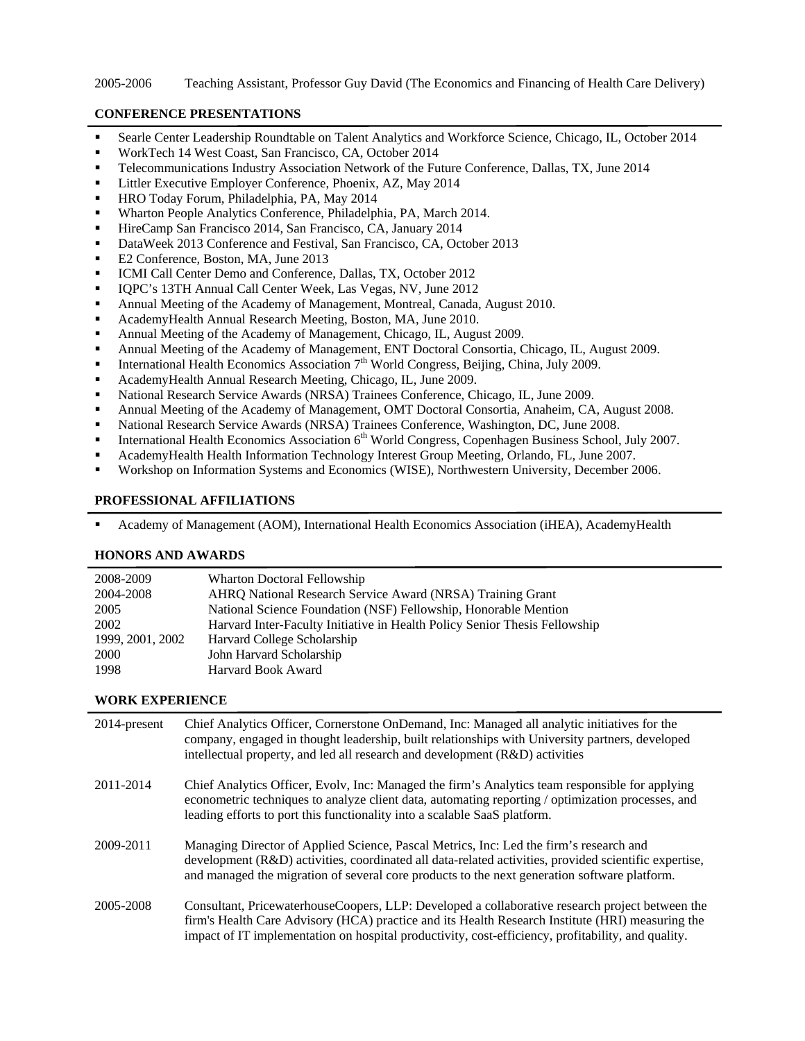| | |
|---|---|
| 2005-2006 | Teaching Assistant, Professor Guy David (The Economics and Financing of Health Care Delivery) |

## CONFERENCE PRESENTATIONS

- Searle Center Leadership Roundtable on Talent Analytics and Workforce Science, Chicago, IL, October 2014
- WorkTech 14 West Coast, San Francisco, CA, October 2014
- Telecommunications Industry Association Network of the Future Conference, Dallas, TX, June 2014
- Littler Executive Employer Conference, Phoenix, AZ, May 2014
- HRO Today Forum, Philadelphia, PA, May 2014
- Wharton People Analytics Conference, Philadelphia, PA, March 2014.
- HireCamp San Francisco 2014, San Francisco, CA, January 2014
- DataWeek 2013 Conference and Festival, San Francisco, CA, October 2013
- E2 Conference, Boston, MA, June 2013
- ICMI Call Center Demo and Conference, Dallas, TX, October 2012
- IQPC's 13TH Annual Call Center Week, Las Vegas, NV, June 2012
- Annual Meeting of the Academy of Management, Montreal, Canada, August 2010.
- AcademyHealth Annual Research Meeting, Boston, MA, June 2010.
- Annual Meeting of the Academy of Management, Chicago, IL, August 2009.
- Annual Meeting of the Academy of Management, ENT Doctoral Consortia, Chicago, IL, August 2009.
- International Health Economics Association 7th World Congress, Beijing, China, July 2009.
- AcademyHealth Annual Research Meeting, Chicago, IL, June 2009.
- National Research Service Awards (NRSA) Trainees Conference, Chicago, IL, June 2009.
- Annual Meeting of the Academy of Management, OMT Doctoral Consortia, Anaheim, CA, August 2008.
- National Research Service Awards (NRSA) Trainees Conference, Washington, DC, June 2008.
- International Health Economics Association 6th World Congress, Copenhagen Business School, July 2007.
- AcademyHealth Health Information Technology Interest Group Meeting, Orlando, FL, June 2007.
- Workshop on Information Systems and Economics (WISE), Northwestern University, December 2006.

## PROFESSIONAL AFFILIATIONS

- Academy of Management (AOM), International Health Economics Association (iHEA), AcademyHealth

## HONORS AND AWARDS

| | |
|---|---|
| 2008-2009 | Wharton Doctoral Fellowship |
| 2004-2008 | AHRQ National Research Service Award (NRSA) Training Grant |
| 2005 | National Science Foundation (NSF) Fellowship, Honorable Mention |
| 2002 | Harvard Inter-Faculty Initiative in Health Policy Senior Thesis Fellowship |
| 1999, 2001, 2002 | Harvard College Scholarship |
| 2000 | John Harvard Scholarship |
| 1998 | Harvard Book Award |

## WORK EXPERIENCE

| | |
|---|---|
| 2014-present | Chief Analytics Officer, Cornerstone OnDemand, Inc: Managed all analytic initiatives for the company, engaged in thought leadership, built relationships with University partners, developed intellectual property, and led all research and development (R&D) activities |
| 2011-2014 | Chief Analytics Officer, Evolv, Inc: Managed the firm's Analytics team responsible for applying econometric techniques to analyze client data, automating reporting / optimization processes, and leading efforts to port this functionality into a scalable SaaS platform. |
| 2009-2011 | Managing Director of Applied Science, Pascal Metrics, Inc: Led the firm's research and development (R&D) activities, coordinated all data-related activities, provided scientific expertise, and managed the migration of several core products to the next generation software platform. |
| 2005-2008 | Consultant, PricewaterhouseCoopers, LLP: Developed a collaborative research project between the firm's Health Care Advisory (HCA) practice and its Health Research Institute (HRI) measuring the impact of IT implementation on hospital productivity, cost-efficiency, profitability, and quality. |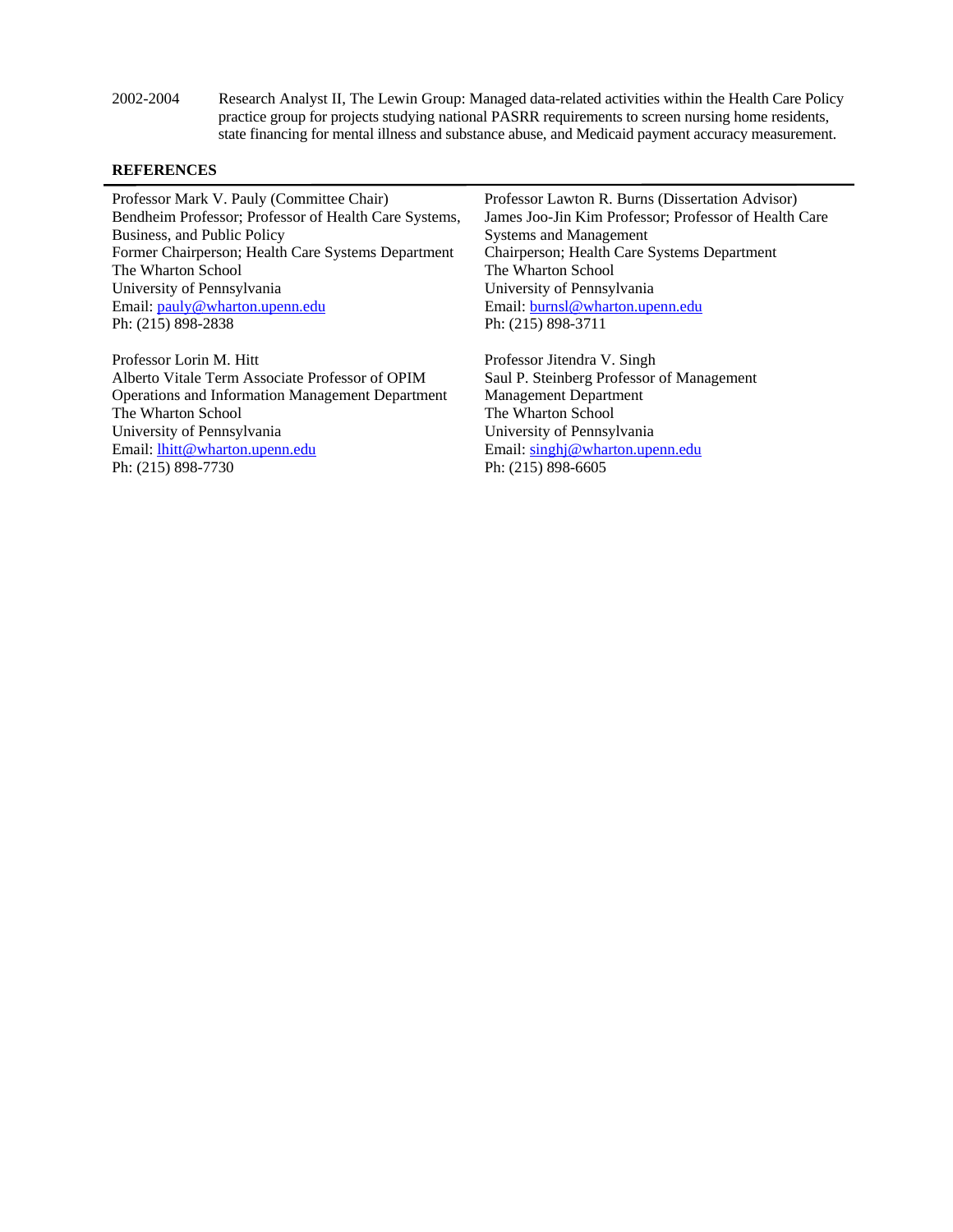2002-2004 Research Analyst II, The Lewin Group: Managed data-related activities within the Health Care Policy practice group for projects studying national PASRR requirements to screen nursing home residents, state financing for mental illness and substance abuse, and Medicaid payment accuracy measurement.

**REFERENCES**

Professor Mark V. Pauly (Committee Chair)
Bendheim Professor; Professor of Health Care Systems, Business, and Public Policy
Former Chairperson; Health Care Systems Department
The Wharton School
University of Pennsylvania
Email: pauly@wharton.upenn.edu
Ph: (215) 898-2838

Professor Lawton R. Burns (Dissertation Advisor)
James Joo-Jin Kim Professor; Professor of Health Care Systems and Management
Chairperson; Health Care Systems Department
The Wharton School
University of Pennsylvania
Email: burnsl@wharton.upenn.edu
Ph: (215) 898-3711

Professor Lorin M. Hitt
Alberto Vitale Term Associate Professor of OPIM
Operations and Information Management Department
The Wharton School
University of Pennsylvania
Email: lhitt@wharton.upenn.edu
Ph: (215) 898-7730

Professor Jitendra V. Singh
Saul P. Steinberg Professor of Management
Management Department
The Wharton School
University of Pennsylvania
Email: singhj@wharton.upenn.edu
Ph: (215) 898-6605